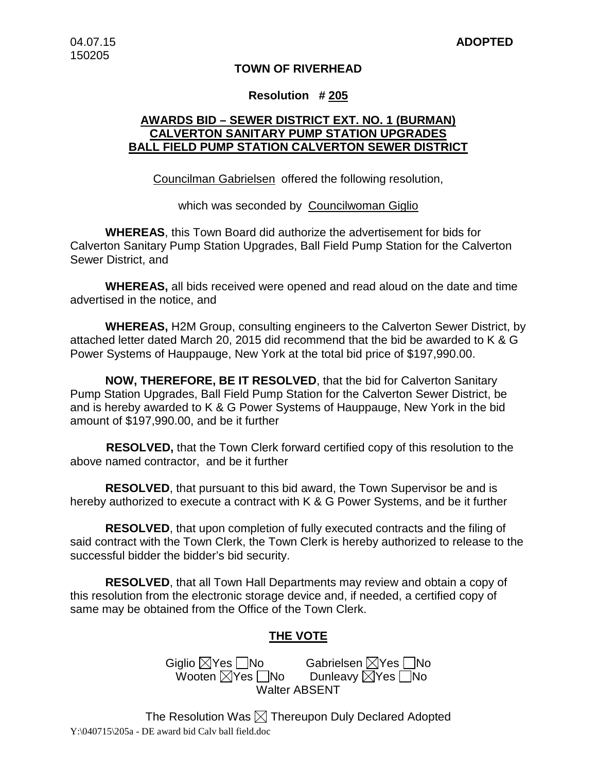04.07.15
150205

**ADOPTED**

**TOWN OF RIVERHEAD**

**Resolution # 205**

**AWARDS BID – SEWER DISTRICT EXT. NO. 1 (BURMAN)**
**CALVERTON SANITARY PUMP STATION UPGRADES**
**BALL FIELD PUMP STATION CALVERTON SEWER DISTRICT**

Councilman Gabrielsen offered the following resolution,

which was seconded by Councilwoman Giglio

**WHEREAS**, this Town Board did authorize the advertisement for bids for Calverton Sanitary Pump Station Upgrades, Ball Field Pump Station for the Calverton Sewer District, and

**WHEREAS,** all bids received were opened and read aloud on the date and time advertised in the notice, and

**WHEREAS,** H2M Group, consulting engineers to the Calverton Sewer District, by attached letter dated March 20, 2015 did recommend that the bid be awarded to K & G Power Systems of Hauppauge, New York at the total bid price of $197,990.00.

**NOW, THEREFORE, BE IT RESOLVED**, that the bid for Calverton Sanitary Pump Station Upgrades, Ball Field Pump Station for the Calverton Sewer District, be and is hereby awarded to K & G Power Systems of Hauppauge, New York in the bid amount of $197,990.00, and be it further

**RESOLVED,** that the Town Clerk forward certified copy of this resolution to the above named contractor, and be it further

**RESOLVED**, that pursuant to this bid award, the Town Supervisor be and is hereby authorized to execute a contract with K & G Power Systems, and be it further

**RESOLVED**, that upon completion of fully executed contracts and the filing of said contract with the Town Clerk, the Town Clerk is hereby authorized to release to the successful bidder the bidder's bid security.

**RESOLVED**, that all Town Hall Departments may review and obtain a copy of this resolution from the electronic storage device and, if needed, a certified copy of same may be obtained from the Office of the Town Clerk.

**THE VOTE**

Giglio ☒Yes ☐No Gabrielsen ☒Yes ☐No
Wooten ☒Yes ☐No Dunleavy ☒Yes ☐No
Walter ABSENT

The Resolution Was ☒ Thereupon Duly Declared Adopted

Y:\040715\205a - DE award bid Calv ball field.doc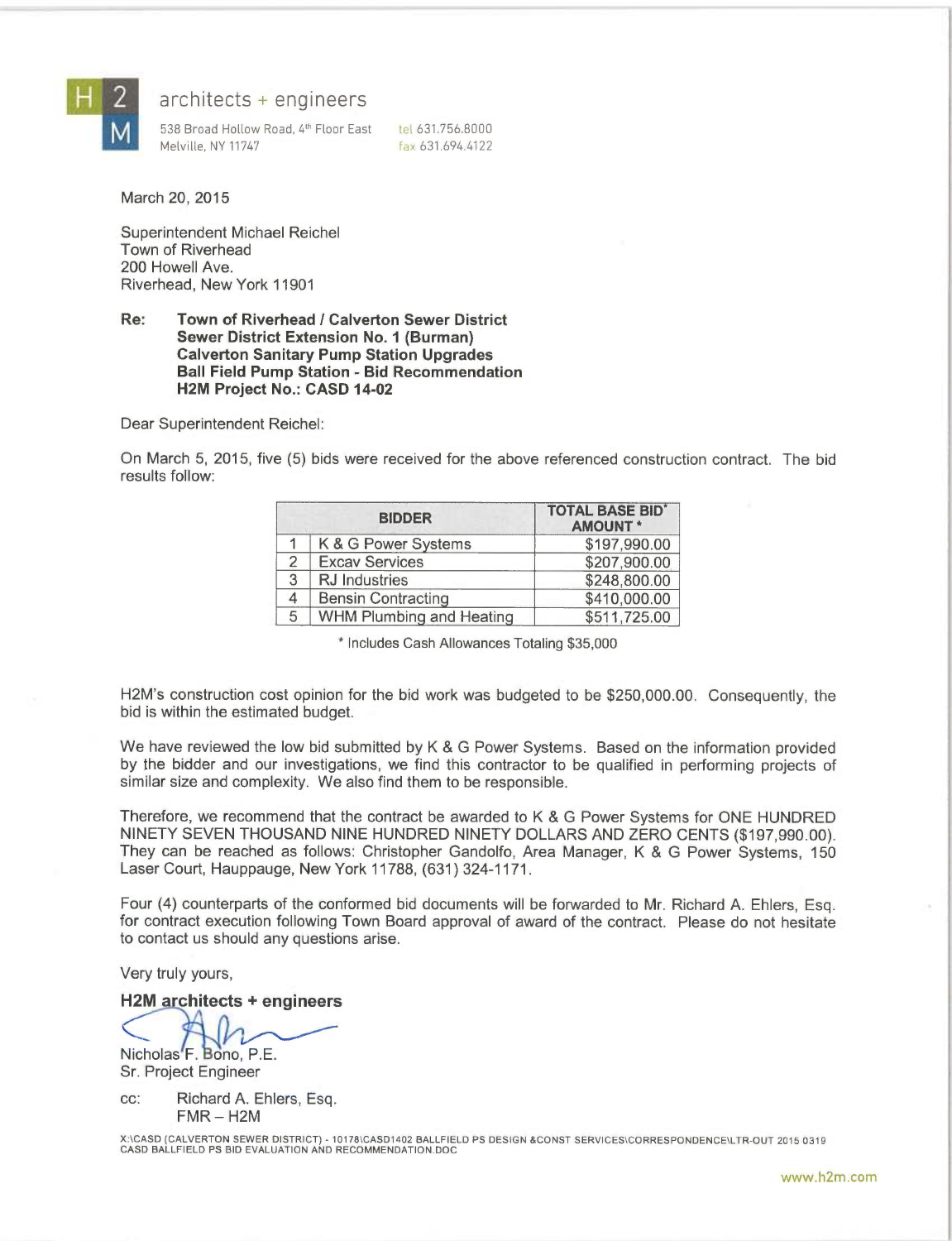H2M architects + engineers

538 Broad Hollow Road, 4th Floor East
Melville, NY 11747

tel 631.756.8000
fax 631.694.4122

March 20, 2015

Superintendent Michael Reichel
Town of Riverhead
200 Howell Ave.
Riverhead, New York 11901

**Re: Town of Riverhead / Calverton Sewer District**
**Sewer District Extension No. 1 (Burman)**
**Calverton Sanitary Pump Station Upgrades**
**Ball Field Pump Station - Bid Recommendation**
**H2M Project No.: CASD 14-02**

Dear Superintendent Reichel:

On March 5, 2015, five (5) bids were received for the above referenced construction contract. The bid results follow:

| | BIDDER | TOTAL BASE BID* AMOUNT * |
|---|---|---|
| 1 | K & G Power Systems | $197,990.00 |
| 2 | Excav Services | $207,900.00 |
| 3 | RJ Industries | $248,800.00 |
| 4 | Bensin Contracting | $410,000.00 |
| 5 | WHM Plumbing and Heating | $511,725.00 |

\* Includes Cash Allowances Totaling $35,000

H2M's construction cost opinion for the bid work was budgeted to be $250,000.00. Consequently, the bid is within the estimated budget.

We have reviewed the low bid submitted by K & G Power Systems. Based on the information provided by the bidder and our investigations, we find this contractor to be qualified in performing projects of similar size and complexity. We also find them to be responsible.

Therefore, we recommend that the contract be awarded to K & G Power Systems for ONE HUNDRED NINETY SEVEN THOUSAND NINE HUNDRED NINETY DOLLARS AND ZERO CENTS ($197,990.00). They can be reached as follows: Christopher Gandolfo, Area Manager, K & G Power Systems, 150 Laser Court, Hauppauge, New York 11788, (631) 324-1171.

Four (4) counterparts of the conformed bid documents will be forwarded to Mr. Richard A. Ehlers, Esq. for contract execution following Town Board approval of award of the contract. Please do not hesitate to contact us should any questions arise.

Very truly yours,

**H2M architects + engineers**

Nicholas F. Bono, P.E.
Sr. Project Engineer

cc: Richard A. Ehlers, Esq.
FMR – H2M

X:\CASD (CALVERTON SEWER DISTRICT) - 10178\CASD1402 BALLFIELD PS DESIGN &CONST SERVICES\CORRESPONDENCE\LTR-OUT 2015 0319 CASD BALLFIELD PS BID EVALUATION AND RECOMMENDATION.DOC

www.h2m.com